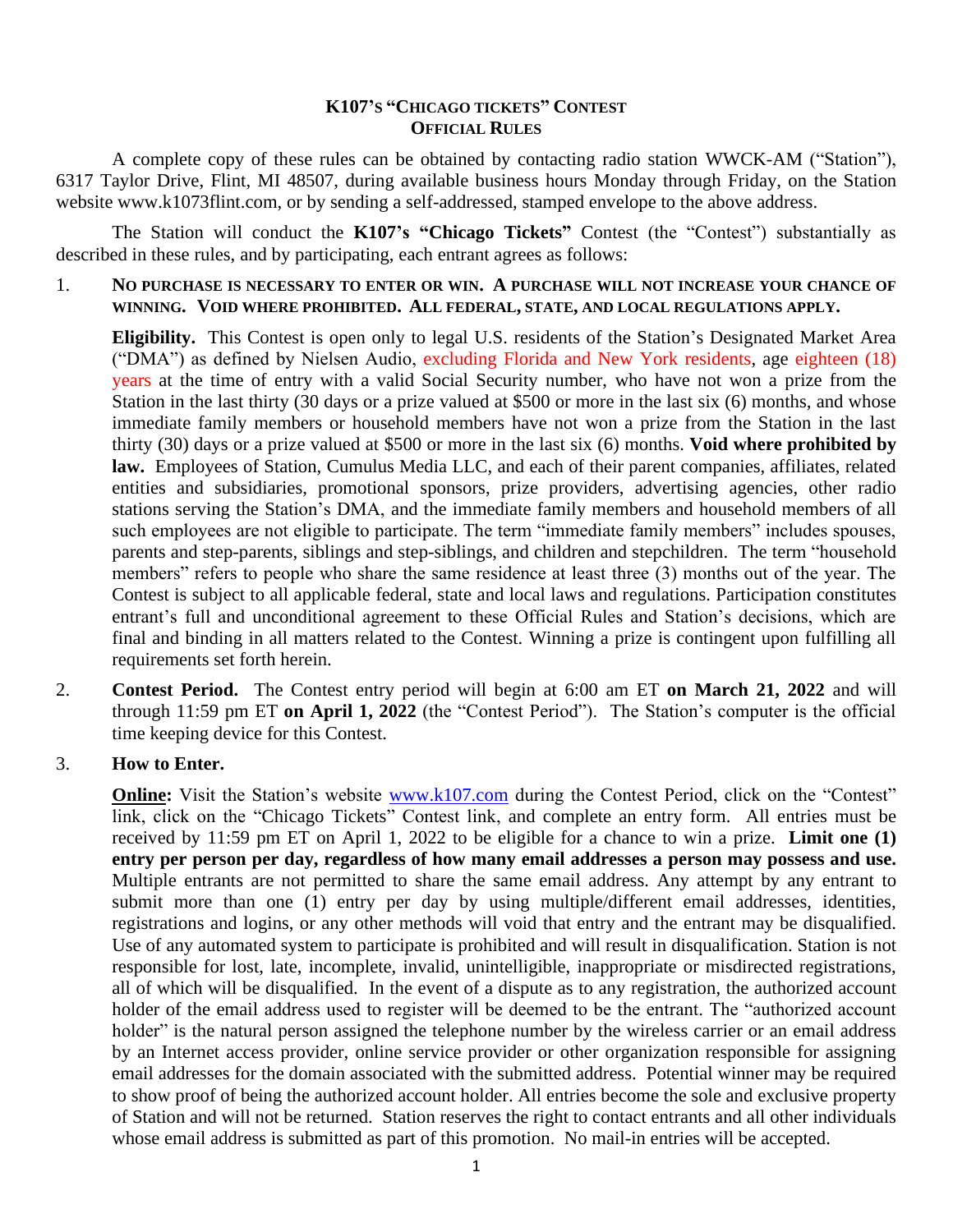**K107'S "CHICAGO TICKETS" CONTEST**
**OFFICIAL RULES**

A complete copy of these rules can be obtained by contacting radio station WWCK-AM ("Station"), 6317 Taylor Drive, Flint, MI 48507, during available business hours Monday through Friday, on the Station website www.k1073flint.com, or by sending a self-addressed, stamped envelope to the above address.

The Station will conduct the **K107's "Chicago Tickets"** Contest (the "Contest") substantially as described in these rules, and by participating, each entrant agrees as follows:

1. **NO PURCHASE IS NECESSARY TO ENTER OR WIN. A PURCHASE WILL NOT INCREASE YOUR CHANCE OF WINNING. VOID WHERE PROHIBITED. ALL FEDERAL, STATE, AND LOCAL REGULATIONS APPLY.**

   **Eligibility.** This Contest is open only to legal U.S. residents of the Station's Designated Market Area ("DMA") as defined by Nielsen Audio, excluding Florida and New York residents, age eighteen (18) years at the time of entry with a valid Social Security number, who have not won a prize from the Station in the last thirty (30 days or a prize valued at $500 or more in the last six (6) months, and whose immediate family members or household members have not won a prize from the Station in the last thirty (30) days or a prize valued at $500 or more in the last six (6) months. **Void where prohibited by law.** Employees of Station, Cumulus Media LLC, and each of their parent companies, affiliates, related entities and subsidiaries, promotional sponsors, prize providers, advertising agencies, other radio stations serving the Station's DMA, and the immediate family members and household members of all such employees are not eligible to participate. The term "immediate family members" includes spouses, parents and step-parents, siblings and step-siblings, and children and stepchildren. The term "household members" refers to people who share the same residence at least three (3) months out of the year. The Contest is subject to all applicable federal, state and local laws and regulations. Participation constitutes entrant's full and unconditional agreement to these Official Rules and Station's decisions, which are final and binding in all matters related to the Contest. Winning a prize is contingent upon fulfilling all requirements set forth herein.

2. **Contest Period.** The Contest entry period will begin at 6:00 am ET **on March 21, 2022** and will through 11:59 pm ET **on April 1, 2022** (the "Contest Period"). The Station's computer is the official time keeping device for this Contest.

3. **How to Enter.**

   **Online:** Visit the Station's website www.k107.com during the Contest Period, click on the "Contest" link, click on the "Chicago Tickets" Contest link, and complete an entry form. All entries must be received by 11:59 pm ET on April 1, 2022 to be eligible for a chance to win a prize. **Limit one (1) entry per person per day, regardless of how many email addresses a person may possess and use.** Multiple entrants are not permitted to share the same email address. Any attempt by any entrant to submit more than one (1) entry per day by using multiple/different email addresses, identities, registrations and logins, or any other methods will void that entry and the entrant may be disqualified. Use of any automated system to participate is prohibited and will result in disqualification. Station is not responsible for lost, late, incomplete, invalid, unintelligible, inappropriate or misdirected registrations, all of which will be disqualified. In the event of a dispute as to any registration, the authorized account holder of the email address used to register will be deemed to be the entrant. The "authorized account holder" is the natural person assigned the telephone number by the wireless carrier or an email address by an Internet access provider, online service provider or other organization responsible for assigning email addresses for the domain associated with the submitted address. Potential winner may be required to show proof of being the authorized account holder. All entries become the sole and exclusive property of Station and will not be returned. Station reserves the right to contact entrants and all other individuals whose email address is submitted as part of this promotion. No mail-in entries will be accepted.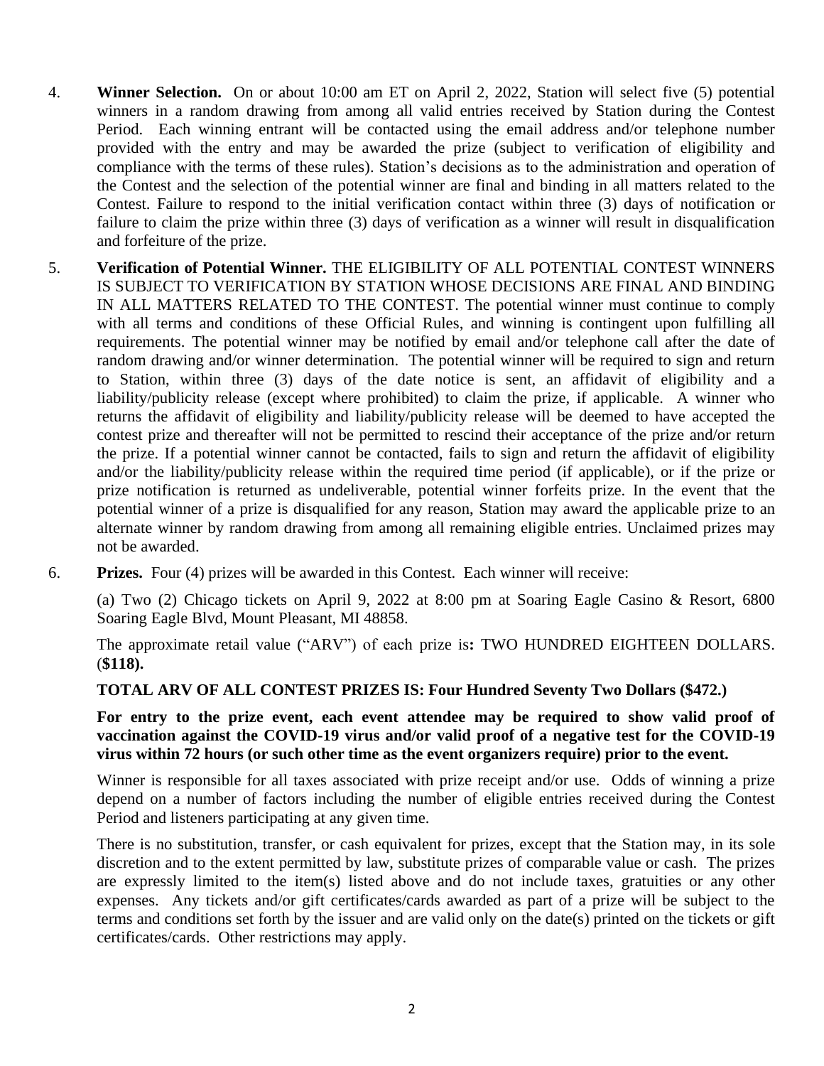4. **Winner Selection.** On or about 10:00 am ET on April 2, 2022, Station will select five (5) potential winners in a random drawing from among all valid entries received by Station during the Contest Period. Each winning entrant will be contacted using the email address and/or telephone number provided with the entry and may be awarded the prize (subject to verification of eligibility and compliance with the terms of these rules). Station's decisions as to the administration and operation of the Contest and the selection of the potential winner are final and binding in all matters related to the Contest. Failure to respond to the initial verification contact within three (3) days of notification or failure to claim the prize within three (3) days of verification as a winner will result in disqualification and forfeiture of the prize.

5. **Verification of Potential Winner.** THE ELIGIBILITY OF ALL POTENTIAL CONTEST WINNERS IS SUBJECT TO VERIFICATION BY STATION WHOSE DECISIONS ARE FINAL AND BINDING IN ALL MATTERS RELATED TO THE CONTEST. The potential winner must continue to comply with all terms and conditions of these Official Rules, and winning is contingent upon fulfilling all requirements. The potential winner may be notified by email and/or telephone call after the date of random drawing and/or winner determination. The potential winner will be required to sign and return to Station, within three (3) days of the date notice is sent, an affidavit of eligibility and a liability/publicity release (except where prohibited) to claim the prize, if applicable. A winner who returns the affidavit of eligibility and liability/publicity release will be deemed to have accepted the contest prize and thereafter will not be permitted to rescind their acceptance of the prize and/or return the prize. If a potential winner cannot be contacted, fails to sign and return the affidavit of eligibility and/or the liability/publicity release within the required time period (if applicable), or if the prize or prize notification is returned as undeliverable, potential winner forfeits prize. In the event that the potential winner of a prize is disqualified for any reason, Station may award the applicable prize to an alternate winner by random drawing from among all remaining eligible entries. Unclaimed prizes may not be awarded.

6. **Prizes.** Four (4) prizes will be awarded in this Contest. Each winner will receive:

   (a) Two (2) Chicago tickets on April 9, 2022 at 8:00 pm at Soaring Eagle Casino & Resort, 6800 Soaring Eagle Blvd, Mount Pleasant, MI 48858.

   The approximate retail value ("ARV") of each prize is**:** TWO HUNDRED EIGHTEEN DOLLARS. (**$118).**

   **TOTAL ARV OF ALL CONTEST PRIZES IS: Four Hundred Seventy Two Dollars ($472.)**

   **For entry to the prize event, each event attendee may be required to show valid proof of vaccination against the COVID-19 virus and/or valid proof of a negative test for the COVID-19 virus within 72 hours (or such other time as the event organizers require) prior to the event.**

   Winner is responsible for all taxes associated with prize receipt and/or use. Odds of winning a prize depend on a number of factors including the number of eligible entries received during the Contest Period and listeners participating at any given time.

   There is no substitution, transfer, or cash equivalent for prizes, except that the Station may, in its sole discretion and to the extent permitted by law, substitute prizes of comparable value or cash. The prizes are expressly limited to the item(s) listed above and do not include taxes, gratuities or any other expenses. Any tickets and/or gift certificates/cards awarded as part of a prize will be subject to the terms and conditions set forth by the issuer and are valid only on the date(s) printed on the tickets or gift certificates/cards. Other restrictions may apply.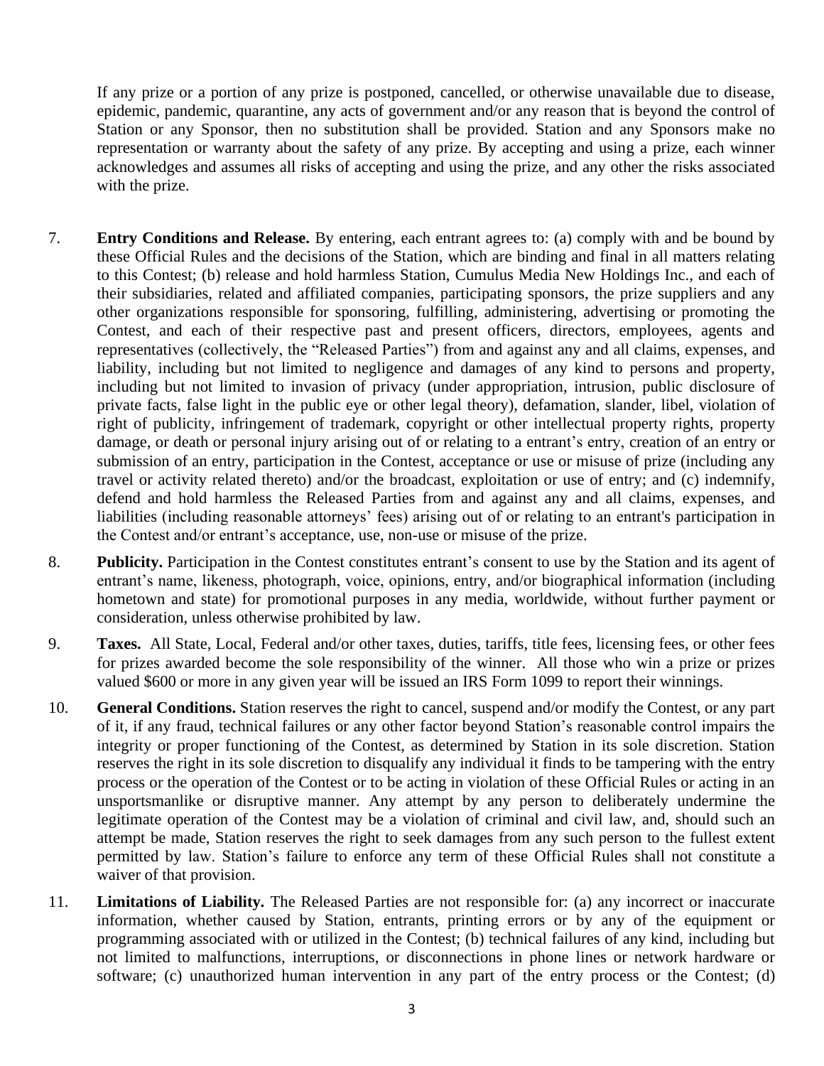If any prize or a portion of any prize is postponed, cancelled, or otherwise unavailable due to disease, epidemic, pandemic, quarantine, any acts of government and/or any reason that is beyond the control of Station or any Sponsor, then no substitution shall be provided. Station and any Sponsors make no representation or warranty about the safety of any prize. By accepting and using a prize, each winner acknowledges and assumes all risks of accepting and using the prize, and any other the risks associated with the prize.

7. **Entry Conditions and Release.** By entering, each entrant agrees to: (a) comply with and be bound by these Official Rules and the decisions of the Station, which are binding and final in all matters relating to this Contest; (b) release and hold harmless Station, Cumulus Media New Holdings Inc., and each of their subsidiaries, related and affiliated companies, participating sponsors, the prize suppliers and any other organizations responsible for sponsoring, fulfilling, administering, advertising or promoting the Contest, and each of their respective past and present officers, directors, employees, agents and representatives (collectively, the "Released Parties") from and against any and all claims, expenses, and liability, including but not limited to negligence and damages of any kind to persons and property, including but not limited to invasion of privacy (under appropriation, intrusion, public disclosure of private facts, false light in the public eye or other legal theory), defamation, slander, libel, violation of right of publicity, infringement of trademark, copyright or other intellectual property rights, property damage, or death or personal injury arising out of or relating to a entrant's entry, creation of an entry or submission of an entry, participation in the Contest, acceptance or use or misuse of prize (including any travel or activity related thereto) and/or the broadcast, exploitation or use of entry; and (c) indemnify, defend and hold harmless the Released Parties from and against any and all claims, expenses, and liabilities (including reasonable attorneys' fees) arising out of or relating to an entrant's participation in the Contest and/or entrant's acceptance, use, non-use or misuse of the prize.

8. **Publicity.** Participation in the Contest constitutes entrant's consent to use by the Station and its agent of entrant's name, likeness, photograph, voice, opinions, entry, and/or biographical information (including hometown and state) for promotional purposes in any media, worldwide, without further payment or consideration, unless otherwise prohibited by law.

9. **Taxes.** All State, Local, Federal and/or other taxes, duties, tariffs, title fees, licensing fees, or other fees for prizes awarded become the sole responsibility of the winner. All those who win a prize or prizes valued $600 or more in any given year will be issued an IRS Form 1099 to report their winnings.

10. **General Conditions.** Station reserves the right to cancel, suspend and/or modify the Contest, or any part of it, if any fraud, technical failures or any other factor beyond Station's reasonable control impairs the integrity or proper functioning of the Contest, as determined by Station in its sole discretion. Station reserves the right in its sole discretion to disqualify any individual it finds to be tampering with the entry process or the operation of the Contest or to be acting in violation of these Official Rules or acting in an unsportsmanlike or disruptive manner. Any attempt by any person to deliberately undermine the legitimate operation of the Contest may be a violation of criminal and civil law, and, should such an attempt be made, Station reserves the right to seek damages from any such person to the fullest extent permitted by law. Station's failure to enforce any term of these Official Rules shall not constitute a waiver of that provision.

11. **Limitations of Liability.** The Released Parties are not responsible for: (a) any incorrect or inaccurate information, whether caused by Station, entrants, printing errors or by any of the equipment or programming associated with or utilized in the Contest; (b) technical failures of any kind, including but not limited to malfunctions, interruptions, or disconnections in phone lines or network hardware or software; (c) unauthorized human intervention in any part of the entry process or the Contest; (d)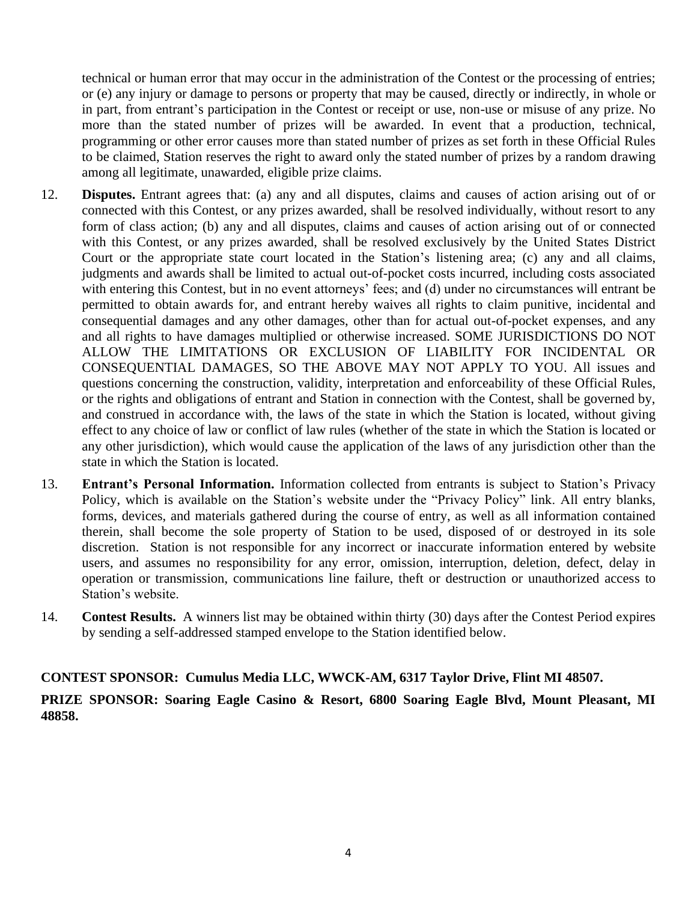technical or human error that may occur in the administration of the Contest or the processing of entries; or (e) any injury or damage to persons or property that may be caused, directly or indirectly, in whole or in part, from entrant's participation in the Contest or receipt or use, non-use or misuse of any prize. No more than the stated number of prizes will be awarded. In event that a production, technical, programming or other error causes more than stated number of prizes as set forth in these Official Rules to be claimed, Station reserves the right to award only the stated number of prizes by a random drawing among all legitimate, unawarded, eligible prize claims.

12. **Disputes.** Entrant agrees that: (a) any and all disputes, claims and causes of action arising out of or connected with this Contest, or any prizes awarded, shall be resolved individually, without resort to any form of class action; (b) any and all disputes, claims and causes of action arising out of or connected with this Contest, or any prizes awarded, shall be resolved exclusively by the United States District Court or the appropriate state court located in the Station's listening area; (c) any and all claims, judgments and awards shall be limited to actual out-of-pocket costs incurred, including costs associated with entering this Contest, but in no event attorneys' fees; and (d) under no circumstances will entrant be permitted to obtain awards for, and entrant hereby waives all rights to claim punitive, incidental and consequential damages and any other damages, other than for actual out-of-pocket expenses, and any and all rights to have damages multiplied or otherwise increased. SOME JURISDICTIONS DO NOT ALLOW THE LIMITATIONS OR EXCLUSION OF LIABILITY FOR INCIDENTAL OR CONSEQUENTIAL DAMAGES, SO THE ABOVE MAY NOT APPLY TO YOU. All issues and questions concerning the construction, validity, interpretation and enforceability of these Official Rules, or the rights and obligations of entrant and Station in connection with the Contest, shall be governed by, and construed in accordance with, the laws of the state in which the Station is located, without giving effect to any choice of law or conflict of law rules (whether of the state in which the Station is located or any other jurisdiction), which would cause the application of the laws of any jurisdiction other than the state in which the Station is located.

13. **Entrant's Personal Information.** Information collected from entrants is subject to Station's Privacy Policy, which is available on the Station's website under the "Privacy Policy" link. All entry blanks, forms, devices, and materials gathered during the course of entry, as well as all information contained therein, shall become the sole property of Station to be used, disposed of or destroyed in its sole discretion. Station is not responsible for any incorrect or inaccurate information entered by website users, and assumes no responsibility for any error, omission, interruption, deletion, defect, delay in operation or transmission, communications line failure, theft or destruction or unauthorized access to Station's website.

14. **Contest Results.** A winners list may be obtained within thirty (30) days after the Contest Period expires by sending a self-addressed stamped envelope to the Station identified below.

**CONTEST SPONSOR: Cumulus Media LLC, WWCK-AM, 6317 Taylor Drive, Flint MI 48507.**

**PRIZE SPONSOR: Soaring Eagle Casino & Resort, 6800 Soaring Eagle Blvd, Mount Pleasant, MI 48858.**